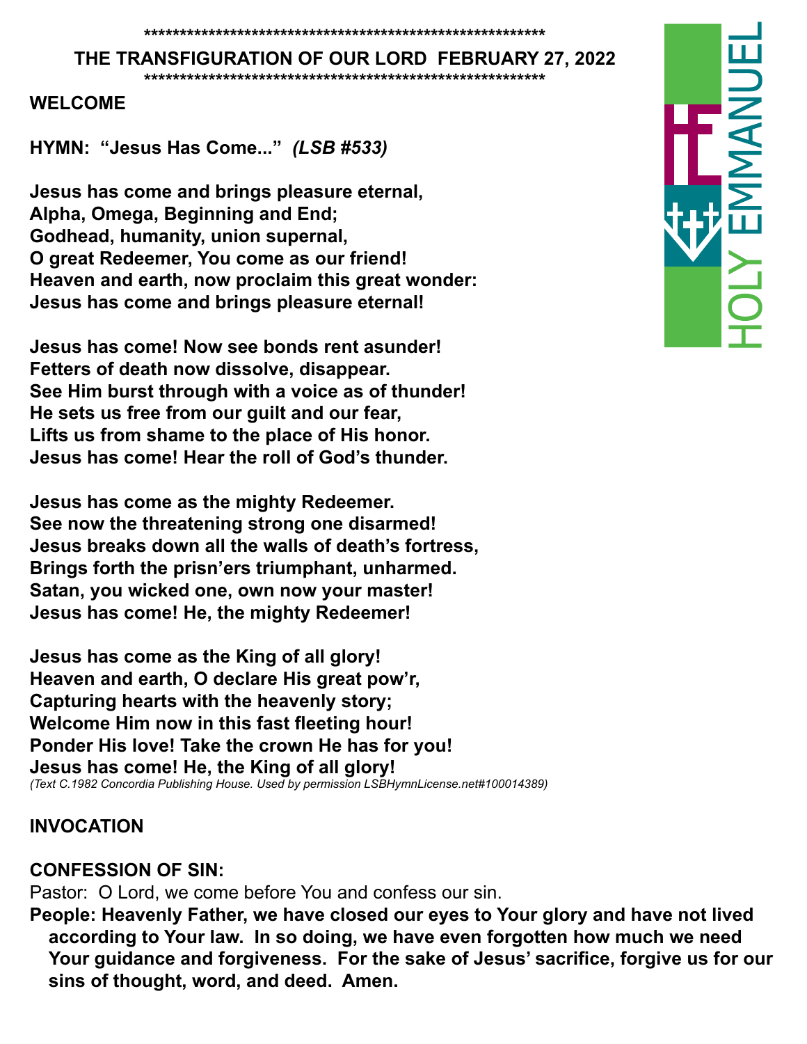*********************************************************

**THE TRANSFIGURATION OF OUR LORD FEBRUARY 27, 2022**

*********************************************************

**WELCOME**

**HYMN: "Jesus Has Come..."** ***(LSB #533)***

**Jesus has come and brings pleasure eternal,
Alpha, Omega, Beginning and End;
Godhead, humanity, union supernal,
O great Redeemer, You come as our friend!
Heaven and earth, now proclaim this great wonder:
Jesus has come and brings pleasure eternal!**

**Jesus has come! Now see bonds rent asunder!
Fetters of death now dissolve, disappear.
See Him burst through with a voice as of thunder!
He sets us free from our guilt and our fear,
Lifts us from shame to the place of His honor.
Jesus has come! Hear the roll of God's thunder.**

**Jesus has come as the mighty Redeemer.
See now the threatening strong one disarmed!
Jesus breaks down all the walls of death's fortress,
Brings forth the prisn'ers triumphant, unharmed.
Satan, you wicked one, own now your master!
Jesus has come! He, the mighty Redeemer!**

**Jesus has come as the King of all glory!
Heaven and earth, O declare His great pow'r,
Capturing hearts with the heavenly story;
Welcome Him now in this fast fleeting hour!
Ponder His love! Take the crown He has for you!
Jesus has come! He, the King of all glory!**

*(Text C.1982 Concordia Publishing House. Used by permission LSBHymnLicense.net#100014389)*

**INVOCATION**

**CONFESSION OF SIN:**

Pastor: O Lord, we come before You and confess our sin.

**People: Heavenly Father, we have closed our eyes to Your glory and have not lived according to Your law. In so doing, we have even forgotten how much we need Your guidance and forgiveness. For the sake of Jesus' sacrifice, forgive us for our sins of thought, word, and deed. Amen.**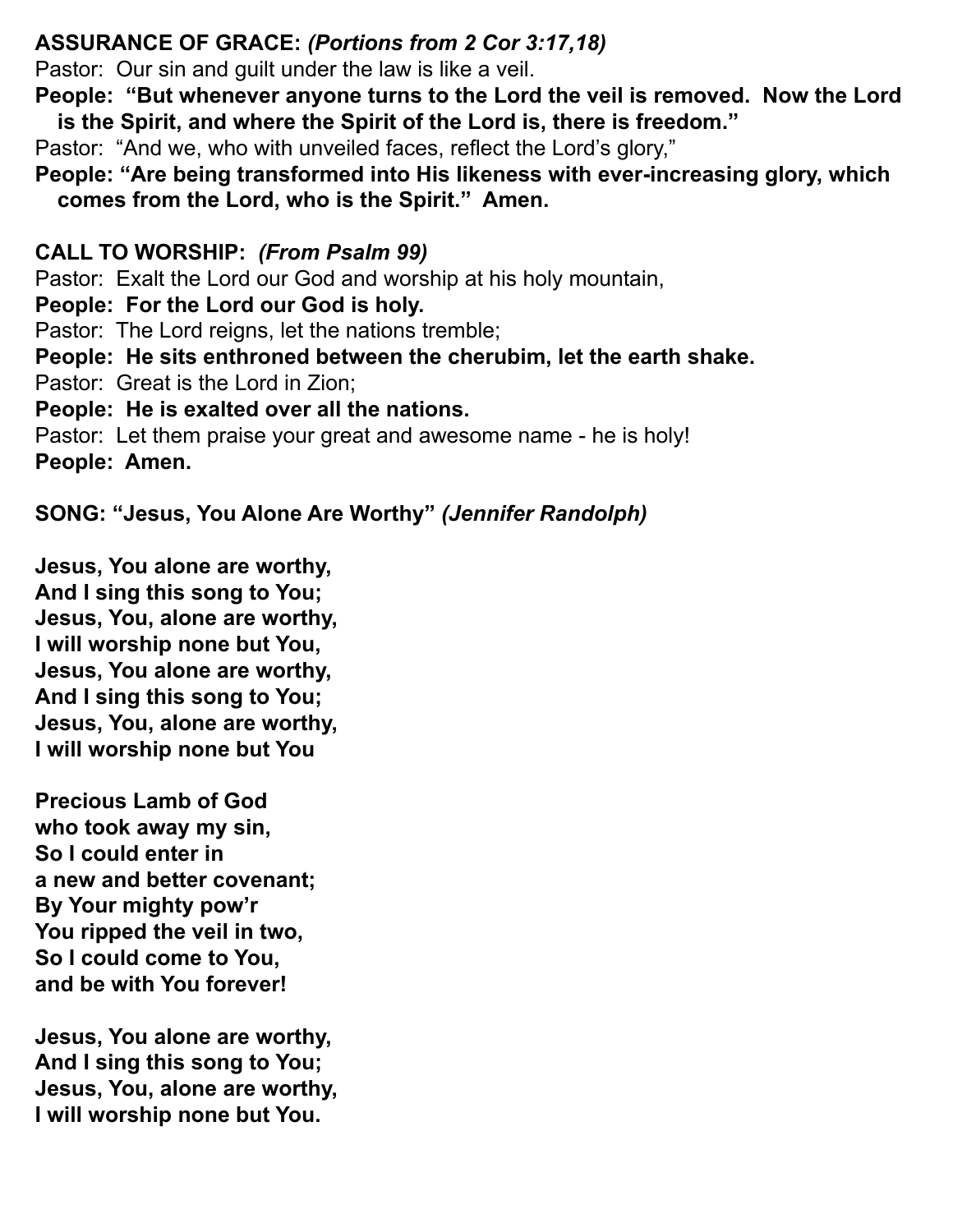**ASSURANCE OF GRACE:** ***(Portions from 2 Cor 3:17,18)***

Pastor: Our sin and guilt under the law is like a veil.

**People: "But whenever anyone turns to the Lord the veil is removed. Now the Lord is the Spirit, and where the Spirit of the Lord is, there is freedom."**

Pastor: "And we, who with unveiled faces, reflect the Lord's glory,"

**People: "Are being transformed into His likeness with ever-increasing glory, which comes from the Lord, who is the Spirit." Amen.**

**CALL TO WORSHIP:** ***(From Psalm 99)***

Pastor: Exalt the Lord our God and worship at his holy mountain,

**People: For the Lord our God is holy.**

Pastor: The Lord reigns, let the nations tremble;

**People: He sits enthroned between the cherubim, let the earth shake.**

Pastor: Great is the Lord in Zion;

**People: He is exalted over all the nations.**

Pastor: Let them praise your great and awesome name - he is holy!

**People: Amen.**

**SONG: "Jesus, You Alone Are Worthy"** ***(Jennifer Randolph)***

**Jesus, You alone are worthy,**
**And I sing this song to You;**
**Jesus, You, alone are worthy,**
**I will worship none but You,**
**Jesus, You alone are worthy,**
**And I sing this song to You;**
**Jesus, You, alone are worthy,**
**I will worship none but You**

**Precious Lamb of God**
**who took away my sin,**
**So I could enter in**
**a new and better covenant;**
**By Your mighty pow'r**
**You ripped the veil in two,**
**So I could come to You,**
**and be with You forever!**

**Jesus, You alone are worthy,**
**And I sing this song to You;**
**Jesus, You, alone are worthy,**
**I will worship none but You.**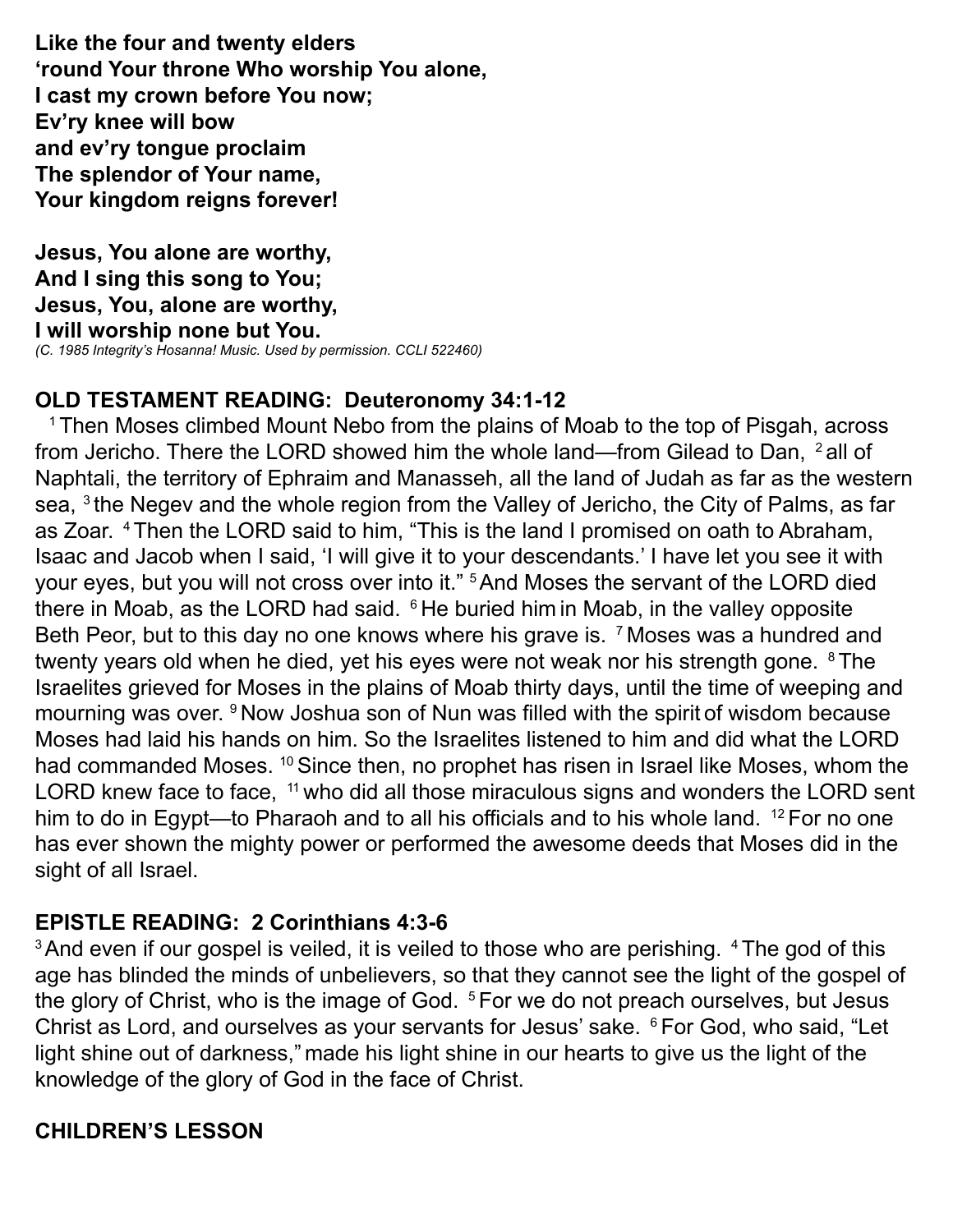**Like the four and twenty elders**
**'round Your throne Who worship You alone,**
**I cast my crown before You now;**
**Ev'ry knee will bow**
**and ev'ry tongue proclaim**
**The splendor of Your name,**
**Your kingdom reigns forever!**

**Jesus, You alone are worthy,**
**And I sing this song to You;**
**Jesus, You, alone are worthy,**
**I will worship none but You.**
*(C. 1985 Integrity's Hosanna! Music. Used by permission. CCLI 522460)*

## OLD TESTAMENT READING: Deuteronomy 34:1-12

[1] Then Moses climbed Mount Nebo from the plains of Moab to the top of Pisgah, across from Jericho. There the LORD showed him the whole land—from Gilead to Dan, [2] all of Naphtali, the territory of Ephraim and Manasseh, all the land of Judah as far as the western sea, [3] the Negev and the whole region from the Valley of Jericho, the City of Palms, as far as Zoar. [4] Then the LORD said to him, "This is the land I promised on oath to Abraham, Isaac and Jacob when I said, 'I will give it to your descendants.' I have let you see it with your eyes, but you will not cross over into it." [5] And Moses the servant of the LORD died there in Moab, as the LORD had said. [6] He buried him in Moab, in the valley opposite Beth Peor, but to this day no one knows where his grave is. [7] Moses was a hundred and twenty years old when he died, yet his eyes were not weak nor his strength gone. [8] The Israelites grieved for Moses in the plains of Moab thirty days, until the time of weeping and mourning was over. [9] Now Joshua son of Nun was filled with the spirit of wisdom because Moses had laid his hands on him. So the Israelites listened to him and did what the LORD had commanded Moses. [10] Since then, no prophet has risen in Israel like Moses, whom the LORD knew face to face, [11] who did all those miraculous signs and wonders the LORD sent him to do in Egypt—to Pharaoh and to all his officials and to his whole land. [12] For no one has ever shown the mighty power or performed the awesome deeds that Moses did in the sight of all Israel.

## EPISTLE READING: 2 Corinthians 4:3-6

[3] And even if our gospel is veiled, it is veiled to those who are perishing. [4] The god of this age has blinded the minds of unbelievers, so that they cannot see the light of the gospel of the glory of Christ, who is the image of God. [5] For we do not preach ourselves, but Jesus Christ as Lord, and ourselves as your servants for Jesus' sake. [6] For God, who said, "Let light shine out of darkness," made his light shine in our hearts to give us the light of the knowledge of the glory of God in the face of Christ.

## CHILDREN'S LESSON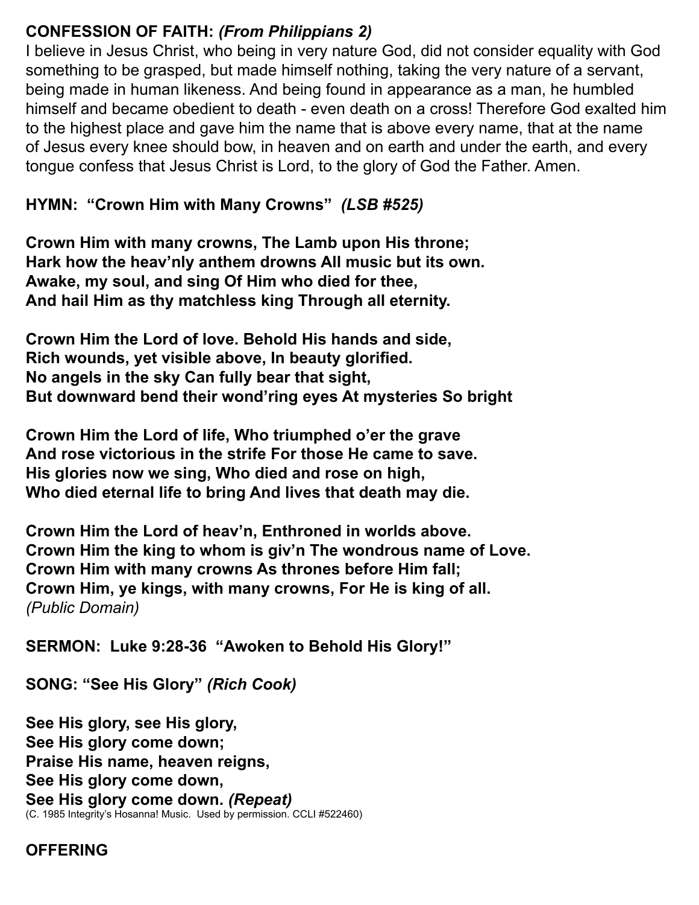**CONFESSION OF FAITH:** ***(From Philippians 2)***
I believe in Jesus Christ, who being in very nature God, did not consider equality with God something to be grasped, but made himself nothing, taking the very nature of a servant, being made in human likeness. And being found in appearance as a man, he humbled himself and became obedient to death - even death on a cross! Therefore God exalted him to the highest place and gave him the name that is above every name, that at the name of Jesus every knee should bow, in heaven and on earth and under the earth, and every tongue confess that Jesus Christ is Lord, to the glory of God the Father. Amen.

**HYMN: "Crown Him with Many Crowns"** ***(LSB #525)***

**Crown Him with many crowns, The Lamb upon His throne;**
**Hark how the heav'nly anthem drowns All music but its own.**
**Awake, my soul, and sing Of Him who died for thee,**
**And hail Him as thy matchless king Through all eternity.**

**Crown Him the Lord of love. Behold His hands and side,**
**Rich wounds, yet visible above, In beauty glorified.**
**No angels in the sky Can fully bear that sight,**
**But downward bend their wond'ring eyes At mysteries So bright**

**Crown Him the Lord of life, Who triumphed o'er the grave**
**And rose victorious in the strife For those He came to save.**
**His glories now we sing, Who died and rose on high,**
**Who died eternal life to bring And lives that death may die.**

**Crown Him the Lord of heav'n, Enthroned in worlds above.**
**Crown Him the king to whom is giv'n The wondrous name of Love.**
**Crown Him with many crowns As thrones before Him fall;**
**Crown Him, ye kings, with many crowns, For He is king of all.**
*(Public Domain)*

**SERMON: Luke 9:28-36 "Awoken to Behold His Glory!"**

**SONG: "See His Glory"** ***(Rich Cook)***

**See His glory, see His glory,**
**See His glory come down;**
**Praise His name, heaven reigns,**
**See His glory come down,**
**See His glory come down.** ***(Repeat)***
(C. 1985 Integrity's Hosanna! Music. Used by permission. CCLI #522460)

**OFFERING**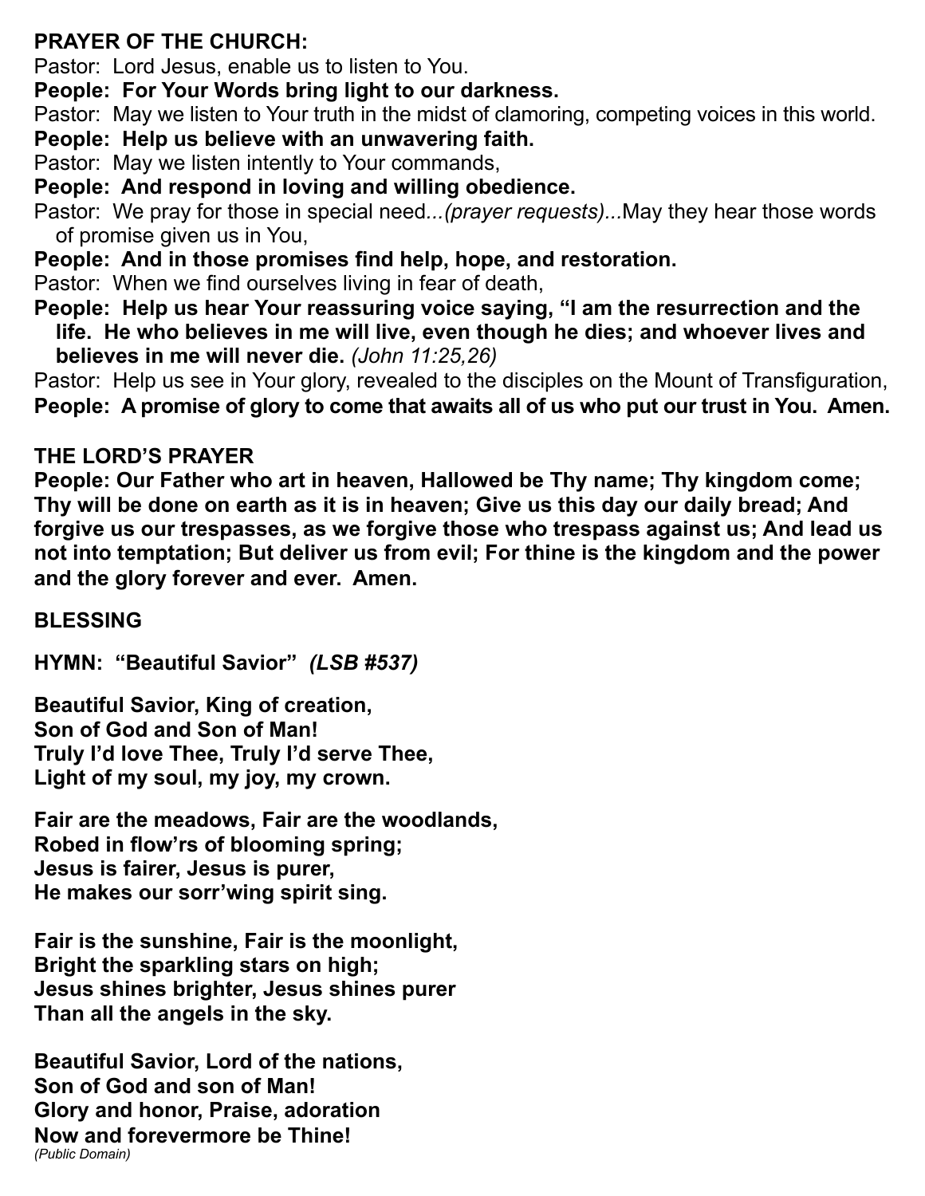**PRAYER OF THE CHURCH:**

Pastor: Lord Jesus, enable us to listen to You.

**People: For Your Words bring light to our darkness.**

Pastor: May we listen to Your truth in the midst of clamoring, competing voices in this world.

**People: Help us believe with an unwavering faith.**

Pastor: May we listen intently to Your commands,

**People: And respond in loving and willing obedience.**

Pastor: We pray for those in special need*...(prayer requests)...*May they hear those words of promise given us in You,

**People: And in those promises find help, hope, and restoration.**

Pastor: When we find ourselves living in fear of death,

**People: Help us hear Your reassuring voice saying, "I am the resurrection and the life. He who believes in me will live, even though he dies; and whoever lives and believes in me will never die.** *(John 11:25,26)*

Pastor: Help us see in Your glory, revealed to the disciples on the Mount of Transfiguration,

**People: A promise of glory to come that awaits all of us who put our trust in You. Amen.**

**THE LORD'S PRAYER**

**People: Our Father who art in heaven, Hallowed be Thy name; Thy kingdom come; Thy will be done on earth as it is in heaven; Give us this day our daily bread; And forgive us our trespasses, as we forgive those who trespass against us; And lead us not into temptation; But deliver us from evil; For thine is the kingdom and the power and the glory forever and ever. Amen.**

**BLESSING**

**HYMN: "Beautiful Savior"** ***(LSB #537)***

**Beautiful Savior, King of creation,**
**Son of God and Son of Man!**
**Truly I'd love Thee, Truly I'd serve Thee,**
**Light of my soul, my joy, my crown.**

**Fair are the meadows, Fair are the woodlands,**
**Robed in flow'rs of blooming spring;**
**Jesus is fairer, Jesus is purer,**
**He makes our sorr'wing spirit sing.**

**Fair is the sunshine, Fair is the moonlight,**
**Bright the sparkling stars on high;**
**Jesus shines brighter, Jesus shines purer**
**Than all the angels in the sky.**

**Beautiful Savior, Lord of the nations,**
**Son of God and son of Man!**
**Glory and honor, Praise, adoration**
**Now and forevermore be Thine!**

*(Public Domain)*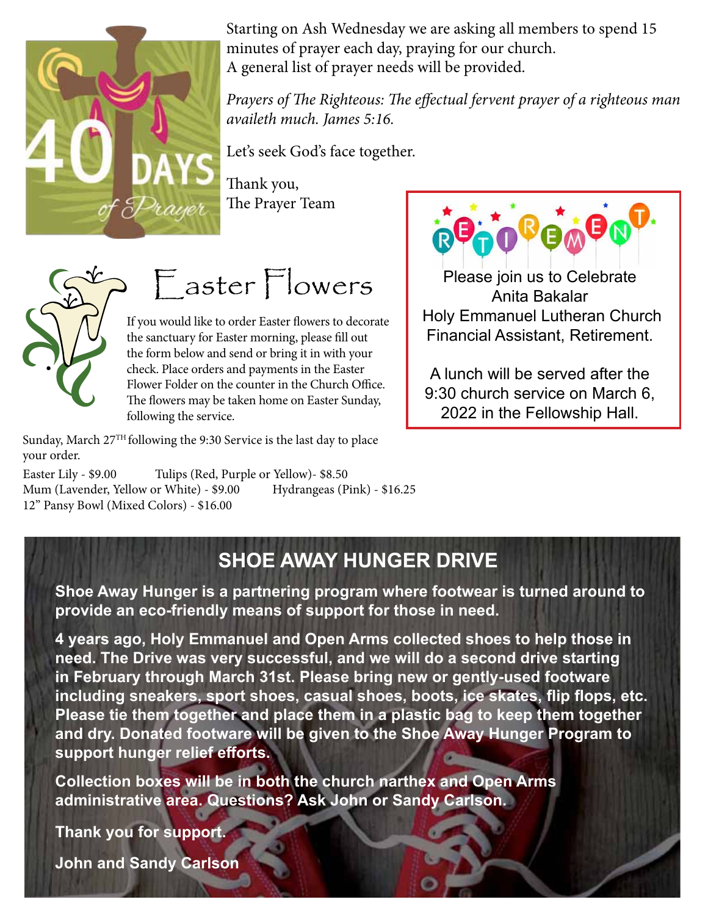## 40 Days of Prayer

Starting on Ash Wednesday we are asking all members to spend 15 minutes of prayer each day, praying for our church. A general list of prayer needs will be provided.

*Prayers of The Righteous: The effectual fervent prayer of a righteous man availeth much. James 5:16.*

Let's seek God's face together.

Thank you,
The Prayer Team

## Easter Flowers

If you would like to order Easter flowers to decorate the sanctuary for Easter morning, please fill out the form below and send or bring it in with your check. Place orders and payments in the Easter Flower Folder on the counter in the Church Office. The flowers may be taken home on Easter Sunday, following the service.

Sunday, March 27TH following the 9:30 Service is the last day to place your order.

Easter Lily - $9.00
Tulips (Red, Purple or Yellow)- $8.50
Mum (Lavender, Yellow or White) - $9.00
Hydrangeas (Pink) - $16.25
12" Pansy Bowl (Mixed Colors) - $16.00

## RETIREMENT

Please join us to Celebrate
Anita Bakalar
Holy Emmanuel Lutheran Church
Financial Assistant, Retirement.

A lunch will be served after the 9:30 church service on March 6, 2022 in the Fellowship Hall.

## SHOE AWAY HUNGER DRIVE

**Shoe Away Hunger is a partnering program where footwear is turned around to provide an eco-friendly means of support for those in need.**

**4 years ago, Holy Emmanuel and Open Arms collected shoes to help those in need. The Drive was very successful, and we will do a second drive starting in February through March 31st. Please bring new or gently-used footware including sneakers, sport shoes, casual shoes, boots, ice skates, flip flops, etc. Please tie them together and place them in a plastic bag to keep them together and dry. Donated footware will be given to the Shoe Away Hunger Program to support hunger relief efforts.**

**Collection boxes will be in both the church narthex and Open Arms administrative area. Questions? Ask John or Sandy Carlson.**

**Thank you for support.**

**John and Sandy Carlson**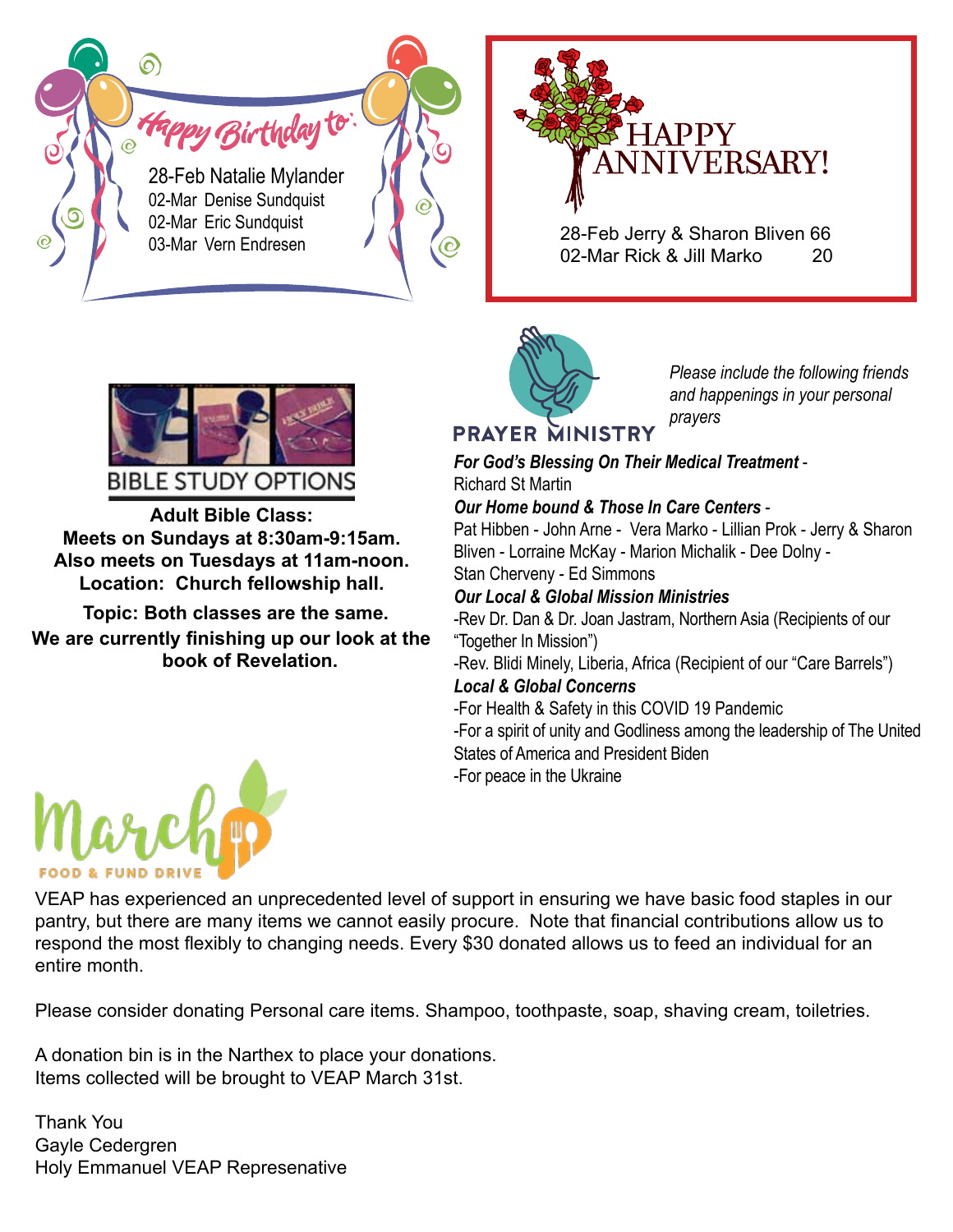## Happy Birthday to:

28-Feb Natalie Mylander
02-Mar Denise Sundquist
02-Mar Eric Sundquist
03-Mar Vern Endresen

## HAPPY ANNIVERSARY!

28-Feb Jerry & Sharon Bliven 66
02-Mar Rick & Jill Marko 20

## BIBLE STUDY OPTIONS

**Adult Bible Class:**
**Meets on Sundays at 8:30am-9:15am.**
**Also meets on Tuesdays at 11am-noon.**
**Location: Church fellowship hall.**

**Topic: Both classes are the same.**
**We are currently finishing up our look at the book of Revelation.**

## PRAYER MINISTRY

*Please include the following friends and happenings in your personal prayers*

***For God's Blessing On Their Medical Treatment*** -
Richard St Martin

***Our Home bound & Those In Care Centers*** -
Pat Hibben - John Arne - Vera Marko - Lillian Prok - Jerry & Sharon Bliven - Lorraine McKay - Marion Michalik - Dee Dolny - Stan Cherveny - Ed Simmons

***Our Local & Global Mission Ministries***
-Rev Dr. Dan & Dr. Joan Jastram, Northern Asia (Recipients of our "Together In Mission")
-Rev. Blidi Minely, Liberia, Africa (Recipient of our "Care Barrels")

***Local & Global Concerns***
-For Health & Safety in this COVID 19 Pandemic
-For a spirit of unity and Godliness among the leadership of The United States of America and President Biden
-For peace in the Ukraine

## March FOOD & FUND DRIVE

VEAP has experienced an unprecedented level of support in ensuring we have basic food staples in our pantry, but there are many items we cannot easily procure. Note that financial contributions allow us to respond the most flexibly to changing needs. Every $30 donated allows us to feed an individual for an entire month.

Please consider donating Personal care items. Shampoo, toothpaste, soap, shaving cream, toiletries.

A donation bin is in the Narthex to place your donations.
Items collected will be brought to VEAP March 31st.

Thank You
Gayle Cedergren
Holy Emmanuel VEAP Represenative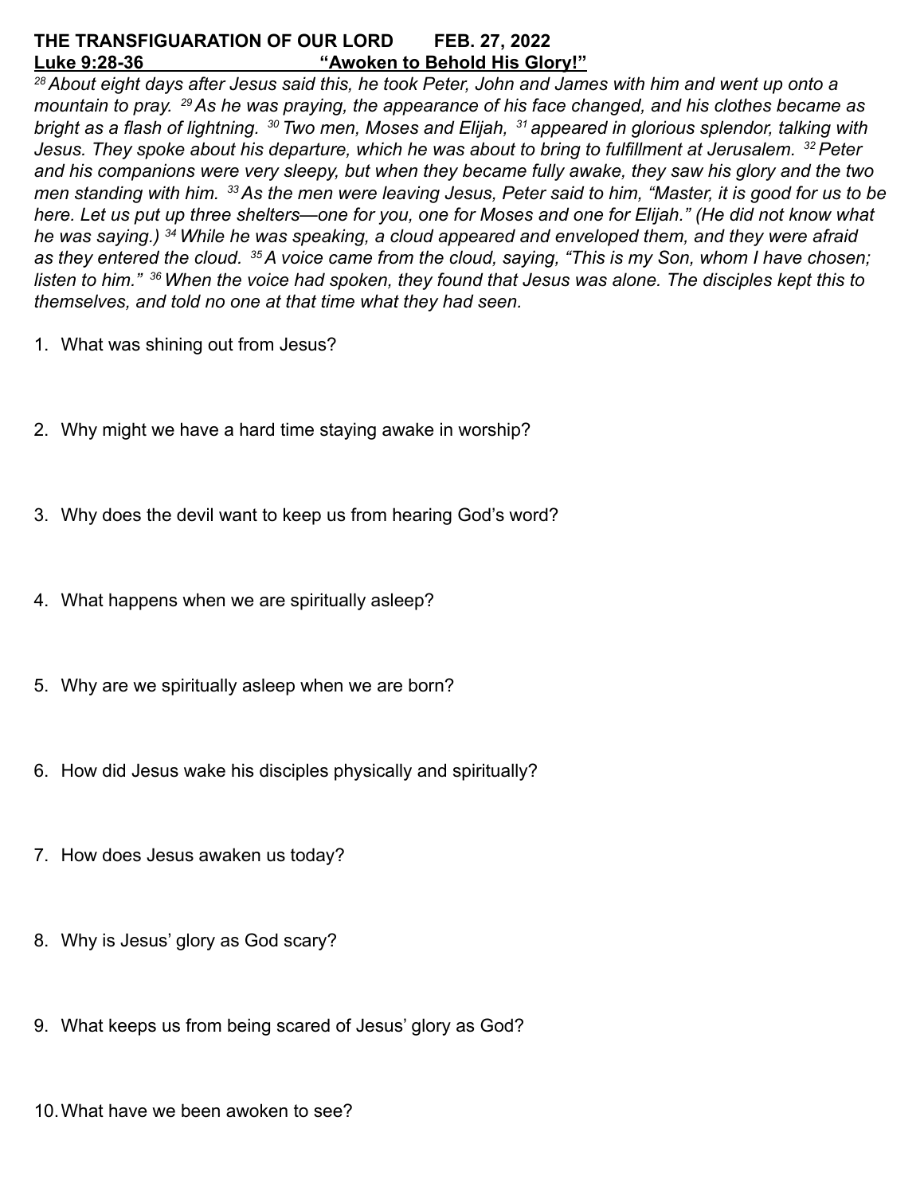**THE TRANSFIGUARATION OF OUR LORD    FEB. 27, 2022**

**Luke 9:28-36    "Awoken to Behold His Glory!"**

*[28] About eight days after Jesus said this, he took Peter, John and James with him and went up onto a mountain to pray. [29] As he was praying, the appearance of his face changed, and his clothes became as bright as a flash of lightning. [30] Two men, Moses and Elijah, [31] appeared in glorious splendor, talking with Jesus. They spoke about his departure, which he was about to bring to fulfillment at Jerusalem. [32] Peter and his companions were very sleepy, but when they became fully awake, they saw his glory and the two men standing with him. [33] As the men were leaving Jesus, Peter said to him, "Master, it is good for us to be here. Let us put up three shelters—one for you, one for Moses and one for Elijah." (He did not know what he was saying.) [34] While he was speaking, a cloud appeared and enveloped them, and they were afraid as they entered the cloud. [35] A voice came from the cloud, saying, "This is my Son, whom I have chosen; listen to him." [36] When the voice had spoken, they found that Jesus was alone. The disciples kept this to themselves, and told no one at that time what they had seen.*

1. What was shining out from Jesus?
2. Why might we have a hard time staying awake in worship?
3. Why does the devil want to keep us from hearing God's word?
4. What happens when we are spiritually asleep?
5. Why are we spiritually asleep when we are born?
6. How did Jesus wake his disciples physically and spiritually?
7. How does Jesus awaken us today?
8. Why is Jesus' glory as God scary?
9. What keeps us from being scared of Jesus' glory as God?
10. What have we been awoken to see?